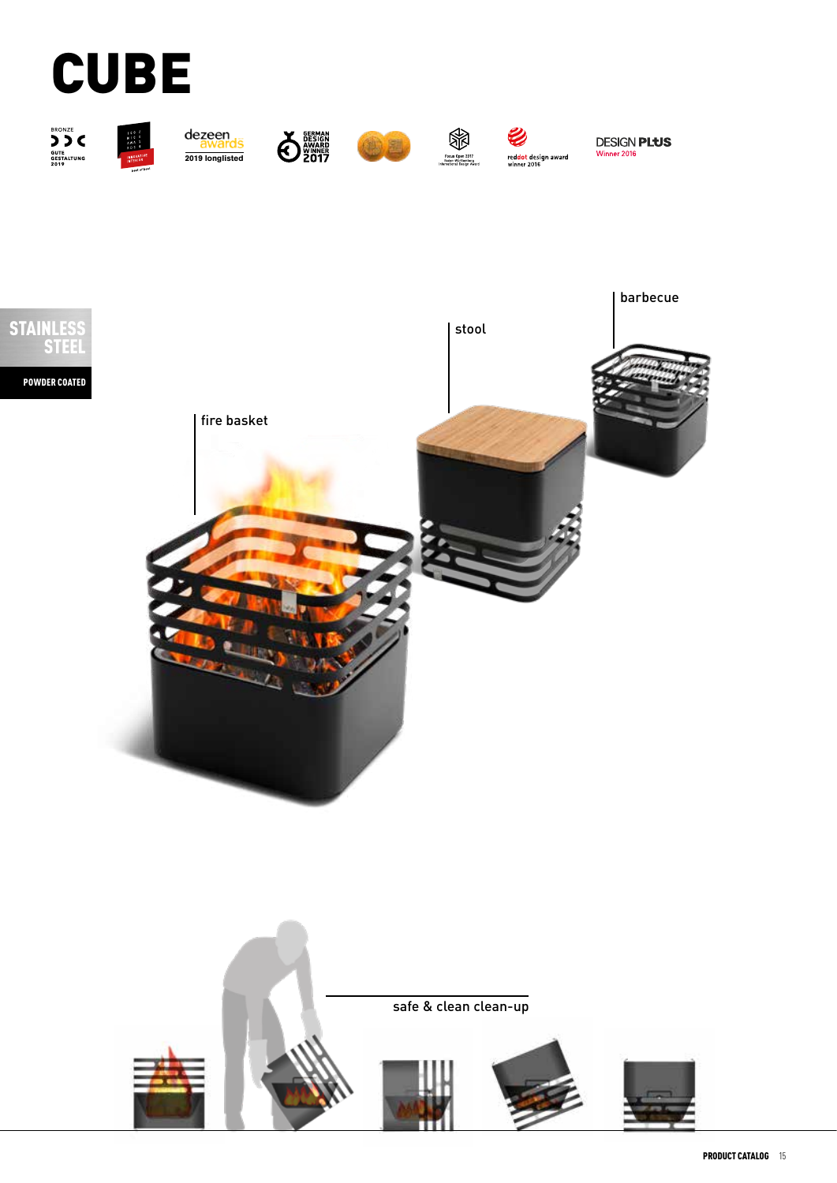# CUBE

BRONZE GUTE GESTALTUNG 2019

dezeen awards 2019 longlisted

GERMAN DESIGN AWARD WINNER 2017

reddot design award winner 2016

DESIGN PLUS Winner 2016

STAINLESS STEEL

POWDER COATED

barbecue

stool

fire basket

safe & clean clean-up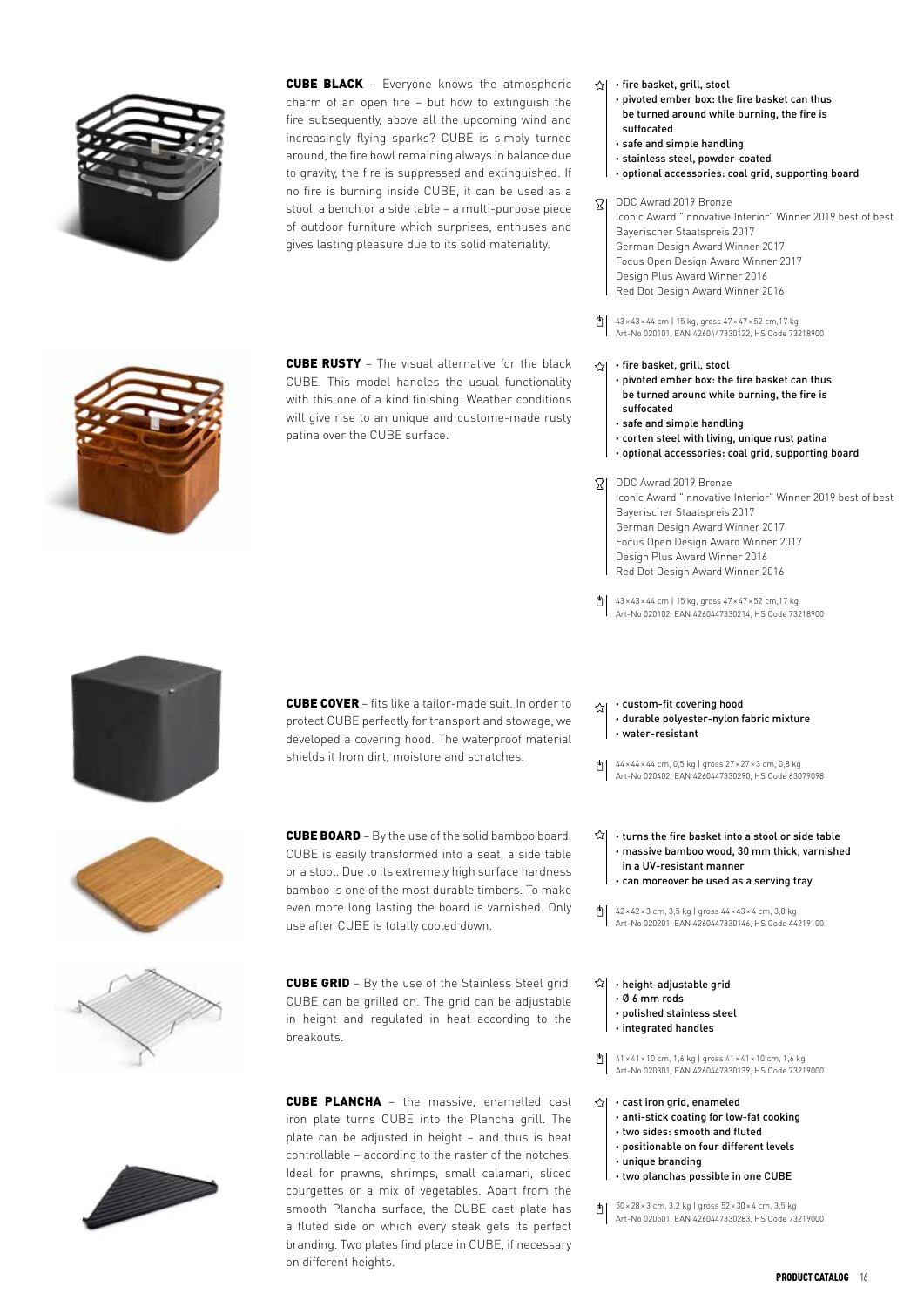**CUBE BLACK** – Everyone knows the atmospheric charm of an open fire – but how to extinguish the fire subsequently, above all the upcoming wind and increasingly flying sparks? CUBE is simply turned around, the fire bowl remaining always in balance due to gravity, the fire is suppressed and extinguished. If no fire is burning inside CUBE, it can be used as a stool, a bench or a side table – a multi-purpose piece of outdoor furniture which surprises, enthuses and gives lasting pleasure due to its solid materiality.

- fire basket, grill, stool
- pivoted ember box: the fire basket can thus be turned around while burning, the fire is suffocated
- safe and simple handling
- stainless steel, powder-coated
- optional accessories: coal grid, supporting board

DDC Awrad 2019 Bronze
Iconic Award "Innovative Interior" Winner 2019 best of best
Bayerischer Staatspreis 2017
German Design Award Winner 2017
Focus Open Design Award Winner 2017
Design Plus Award Winner 2016
Red Dot Design Award Winner 2016

43 × 43 × 44 cm | 15 kg, gross 47 × 47 × 52 cm,17 kg
Art-No 020101, EAN 4260447330122, HS Code 73218900

**CUBE RUSTY** – The visual alternative for the black CUBE. This model handles the usual functionality with this one of a kind finishing. Weather conditions will give rise to an unique and custome-made rusty patina over the CUBE surface.

- fire basket, grill, stool
- pivoted ember box: the fire basket can thus be turned around while burning, the fire is suffocated
- safe and simple handling
- corten steel with living, unique rust patina
- optional accessories: coal grid, supporting board

DDC Awrad 2019 Bronze
Iconic Award "Innovative Interior" Winner 2019 best of best
Bayerischer Staatspreis 2017
German Design Award Winner 2017
Focus Open Design Award Winner 2017
Design Plus Award Winner 2016
Red Dot Design Award Winner 2016

43 × 43 × 44 cm | 15 kg, gross 47 × 47 × 52 cm,17 kg
Art-No 020102, EAN 4260447330214, HS Code 73218900

**CUBE COVER** – fits like a tailor-made suit. In order to protect CUBE perfectly for transport and stowage, we developed a covering hood. The waterproof material shields it from dirt, moisture and scratches.

- custom-fit covering hood
- durable polyester-nylon fabric mixture
- water-resistant

44 × 44 × 44 cm, 0,5 kg | gross 27 × 27 × 3 cm, 0,8 kg
Art-No 020402, EAN 4260447330290, HS Code 63079098

**CUBE BOARD** – By the use of the solid bamboo board, CUBE is easily transformed into a seat, a side table or a stool. Due to its extremely high surface hardness bamboo is one of the most durable timbers. To make even more long lasting the board is varnished. Only use after CUBE is totally cooled down.

- turns the fire basket into a stool or side table
- massive bamboo wood, 30 mm thick, varnished in a UV-resistant manner
- can moreover be used as a serving tray

42 × 42 × 3 cm, 3,5 kg | gross 44 × 43 × 4 cm, 3,8 kg
Art-No 020201, EAN 4260447330146, HS Code 44219100

**CUBE GRID** – By the use of the Stainless Steel grid, CUBE can be grilled on. The grid can be adjustable in height and regulated in heat according to the breakouts.

- height-adjustable grid
- Ø 6 mm rods
- polished stainless steel
- integrated handles

41 × 41 × 10 cm, 1,6 kg | gross 41 × 41 × 10 cm, 1,6 kg
Art-No 020301, EAN 4260447330139, HS Code 73219000

**CUBE PLANCHA** – the massive, enamelled cast iron plate turns CUBE into the Plancha grill. The plate can be adjusted in height – and thus is heat controllable – according to the raster of the notches. Ideal for prawns, shrimps, small calamari, sliced courgettes or a mix of vegetables. Apart from the smooth Plancha surface, the CUBE cast plate has a fluted side on which every steak gets its perfect branding. Two plates find place in CUBE, if necessary on different heights.

- cast iron grid, enameled
- anti-stick coating for low-fat cooking
- two sides: smooth and fluted
- positionable on four different levels
- unique branding
- two planchas possible in one CUBE

50 × 28 × 3 cm, 3,2 kg | gross 52 × 30 × 4 cm, 3,5 kg
Art-No 020501, EAN 4260447330283, HS Code 73219000